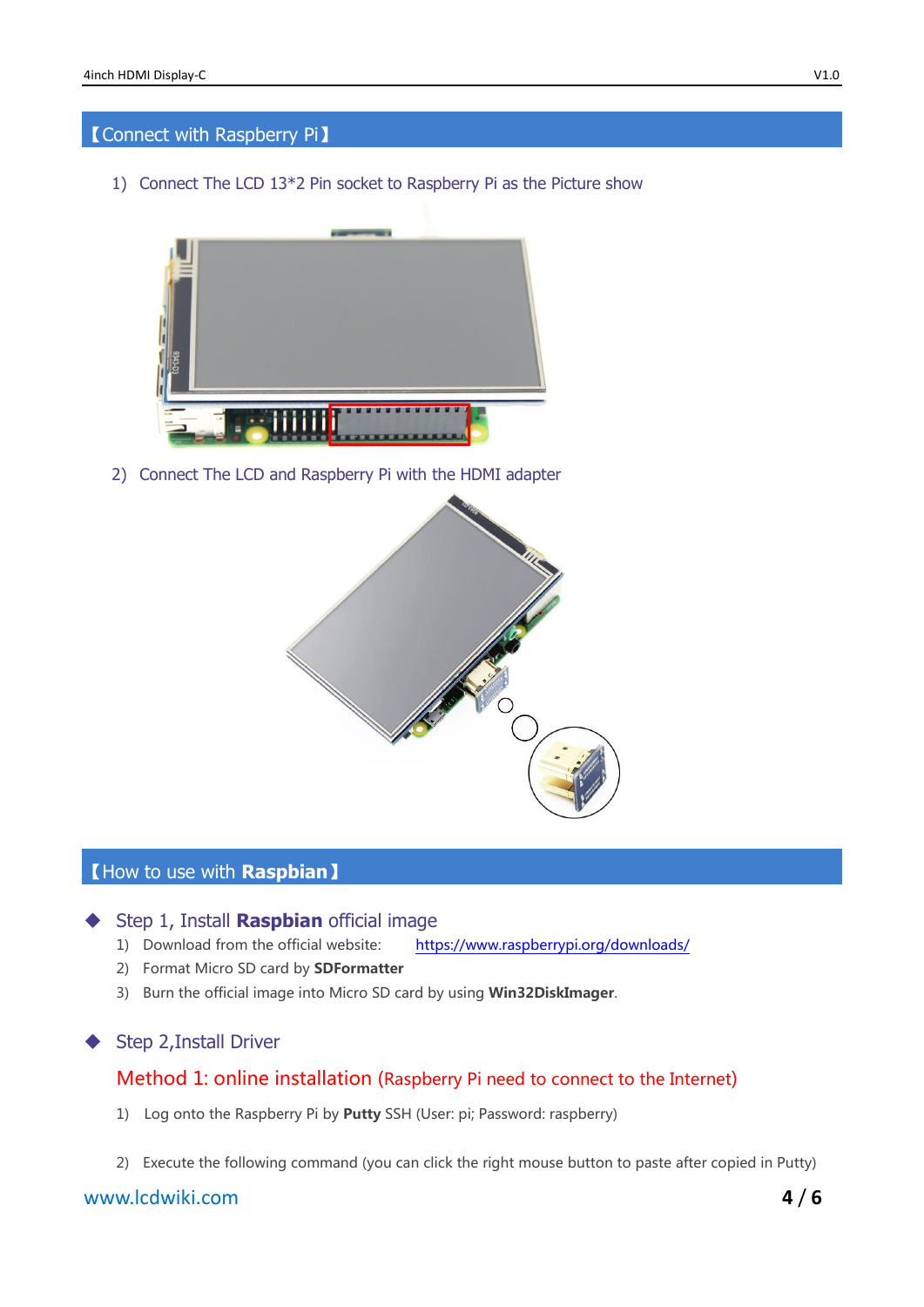## 【Connect with Raspberry Pi】

1) Connect The LCD 13*2 Pin socket to Raspberry Pi as the Picture show

2) Connect The LCD and Raspberry Pi with the HDMI adapter

## 【How to use with **Raspbian**】

### ◆ Step 1, Install **Raspbian** official image

1) Download from the official website: https://www.raspberrypi.org/downloads/
2) Format Micro SD card by **SDFormatter**
3) Burn the official image into Micro SD card by using **Win32DiskImager**.

### ◆ Step 2,Install Driver

**Method 1: online installation** (Raspberry Pi need to connect to the Internet)

1) Log onto the Raspberry Pi by **Putty** SSH (User: pi; Password: raspberry)

2) Execute the following command (you can click the right mouse button to paste after copied in Putty)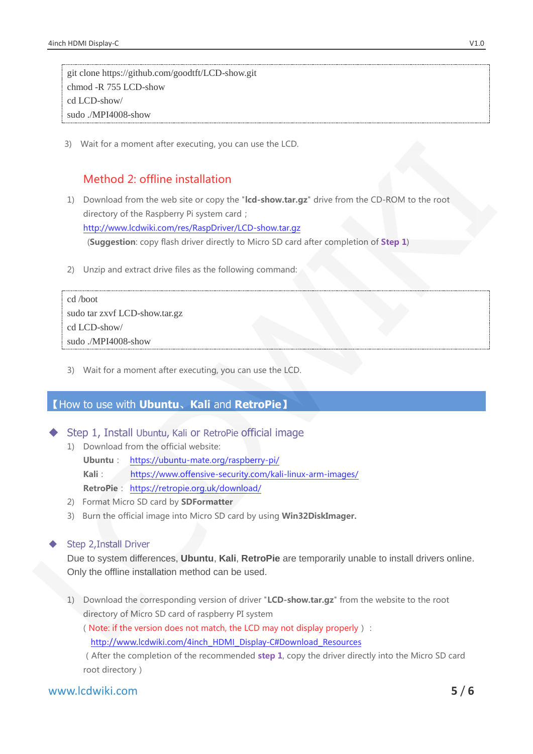```
git clone https://github.com/goodtft/LCD-show.git
chmod -R 755 LCD-show
cd LCD-show/
sudo ./MPI4008-show
```

3) Wait for a moment after executing, you can use the LCD.

### Method 2: offline installation

1) Download from the web site or copy the "**lcd-show.tar.gz**" drive from the CD-ROM to the root directory of the Raspberry Pi system card；
   http://www.lcdwiki.com/res/RaspDriver/LCD-show.tar.gz
   (**Suggestion**: copy flash driver directly to Micro SD card after completion of **Step 1**)

2) Unzip and extract drive files as the following command:

```
cd /boot
sudo tar zxvf LCD-show.tar.gz
cd LCD-show/
sudo ./MPI4008-show
```

3) Wait for a moment after executing, you can use the LCD.

## 【How to use with **Ubuntu**、**Kali** and **RetroPie**】

### Step 1, Install Ubuntu, Kali or RetroPie official image

1) Download from the official website:
   **Ubuntu**： https://ubuntu-mate.org/raspberry-pi/
   **Kali**： https://www.offensive-security.com/kali-linux-arm-images/
   **RetroPie**： https://retropie.org.uk/download/
2) Format Micro SD card by **SDFormatter**
3) Burn the official image into Micro SD card by using **Win32DiskImager.**

### Step 2,Install Driver

Due to system differences, **Ubuntu**, **Kali**, **RetroPie** are temporarily unable to install drivers online. Only the offline installation method can be used.

1) Download the corresponding version of driver "**LCD-show.tar.gz**" from the website to the root directory of Micro SD card of raspberry PI system
   ( Note: if the version does not match, the LCD may not display properly ）：
   http://www.lcdwiki.com/4inch_HDMI_Display-C#Download_Resources
   ( After the completion of the recommended **step 1**, copy the driver directly into the Micro SD card root directory )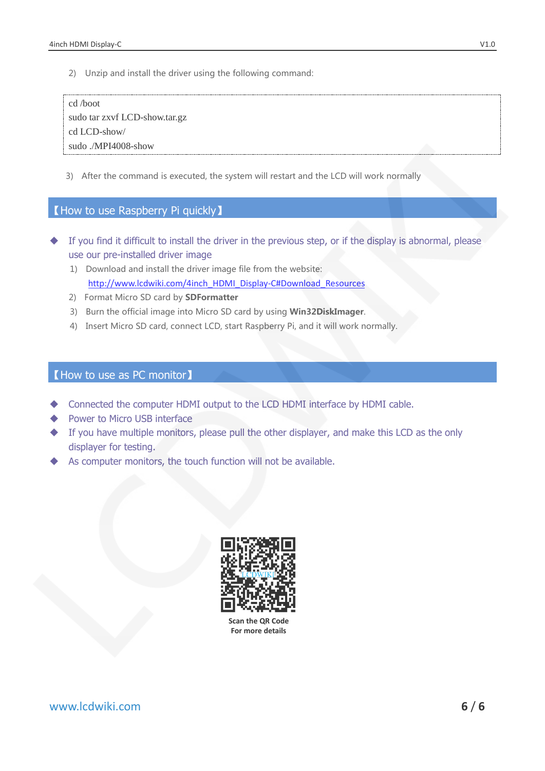2) Unzip and install the driver using the following command:

```
cd /boot
sudo tar zxvf LCD-show.tar.gz
cd LCD-show/
sudo ./MPI4008-show
```

3) After the command is executed, the system will restart and the LCD will work normally

## 【How to use Raspberry Pi quickly】

- If you find it difficult to install the driver in the previous step, or if the display is abnormal, please use our pre-installed driver image
  1) Download and install the driver image file from the website:
     http://www.lcdwiki.com/4inch_HDMI_Display-C#Download_Resources
  2) Format Micro SD card by **SDFormatter**
  3) Burn the official image into Micro SD card by using **Win32DiskImager**.
  4) Insert Micro SD card, connect LCD, start Raspberry Pi, and it will work normally.

## 【How to use as PC monitor】

- Connected the computer HDMI output to the LCD HDMI interface by HDMI cable.
- Power to Micro USB interface
- If you have multiple monitors, please pull the other displayer, and make this LCD as the only displayer for testing.
- As computer monitors, the touch function will not be available.

Scan the QR Code
For more details